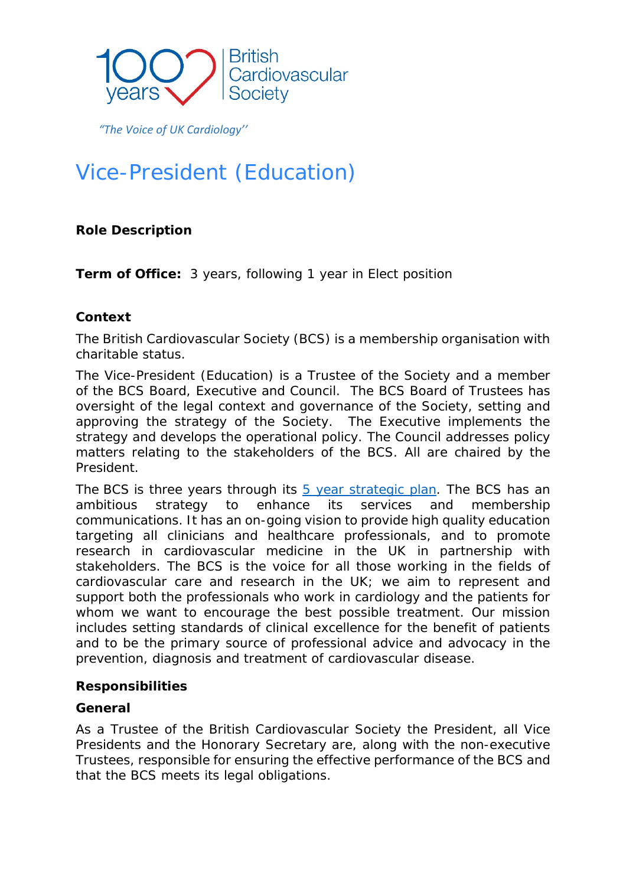100 years British Cardiovascular Society

*"The Voice of UK Cardiology''*

# Vice-President (Education)

**Role Description**

**Term of Office:** 3 years, following 1 year in Elect position

### Context

The British Cardiovascular Society (BCS) is a membership organisation with charitable status.

The Vice-President (Education) is a Trustee of the Society and a member of the BCS Board, Executive and Council. The BCS Board of Trustees has oversight of the legal context and governance of the Society, setting and approving the strategy of the Society. The Executive implements the strategy and develops the operational policy. The Council addresses policy matters relating to the stakeholders of the BCS. All are chaired by the President.

The BCS is three years through its 5 year strategic plan. The BCS has an ambitious strategy to enhance its services and membership communications. It has an on-going vision to provide high quality education targeting all clinicians and healthcare professionals, and to promote research in cardiovascular medicine in the UK in partnership with stakeholders. The BCS is the voice for all those working in the fields of cardiovascular care and research in the UK; we aim to represent and support both the professionals who work in cardiology and the patients for whom we want to encourage the best possible treatment. Our mission includes setting standards of clinical excellence for the benefit of patients and to be the primary source of professional advice and advocacy in the prevention, diagnosis and treatment of cardiovascular disease.

### Responsibilities

#### General

As a Trustee of the British Cardiovascular Society the President, all Vice Presidents and the Honorary Secretary are, along with the non-executive Trustees, responsible for ensuring the effective performance of the BCS and that the BCS meets its legal obligations.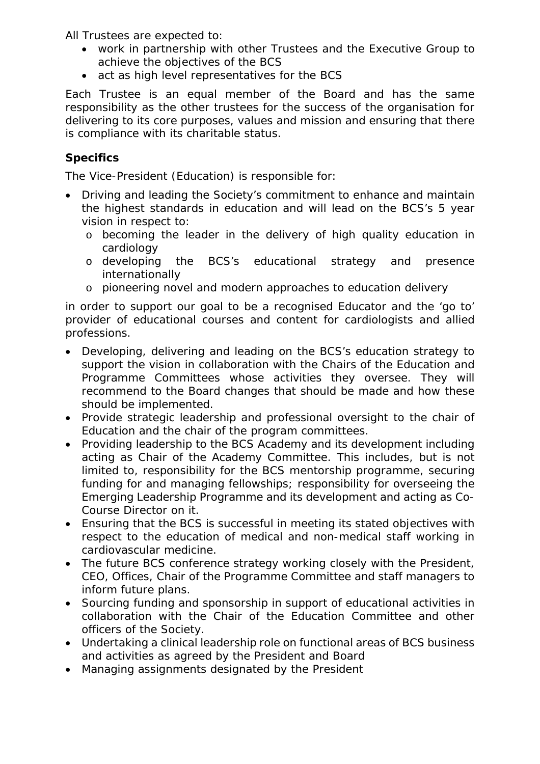All Trustees are expected to:

- work in partnership with other Trustees and the Executive Group to achieve the objectives of the BCS
- act as high level representatives for the BCS

Each Trustee is an equal member of the Board and has the same responsibility as the other trustees for the success of the organisation for delivering to its core purposes, values and mission and ensuring that there is compliance with its charitable status.

**Specifics**

The Vice-President (Education) is responsible for:

- Driving and leading the Society's commitment to enhance and maintain the highest standards in education and will lead on the BCS's 5 year vision in respect to:
  - becoming the leader in the delivery of high quality education in cardiology
  - developing the BCS's educational strategy and presence internationally
  - pioneering novel and modern approaches to education delivery

in order to support our goal to be a recognised Educator and the 'go to' provider of educational courses and content for cardiologists and allied professions.

- Developing, delivering and leading on the BCS's education strategy to support the vision in collaboration with the Chairs of the Education and Programme Committees whose activities they oversee. They will recommend to the Board changes that should be made and how these should be implemented.
- Provide strategic leadership and professional oversight to the chair of Education and the chair of the program committees.
- Providing leadership to the BCS Academy and its development including acting as Chair of the Academy Committee. This includes, but is not limited to, responsibility for the BCS mentorship programme, securing funding for and managing fellowships; responsibility for overseeing the Emerging Leadership Programme and its development and acting as Co-Course Director on it.
- Ensuring that the BCS is successful in meeting its stated objectives with respect to the education of medical and non-medical staff working in cardiovascular medicine.
- The future BCS conference strategy working closely with the President, CEO, Offices, Chair of the Programme Committee and staff managers to inform future plans.
- Sourcing funding and sponsorship in support of educational activities in collaboration with the Chair of the Education Committee and other officers of the Society.
- Undertaking a clinical leadership role on functional areas of BCS business and activities as agreed by the President and Board
- Managing assignments designated by the President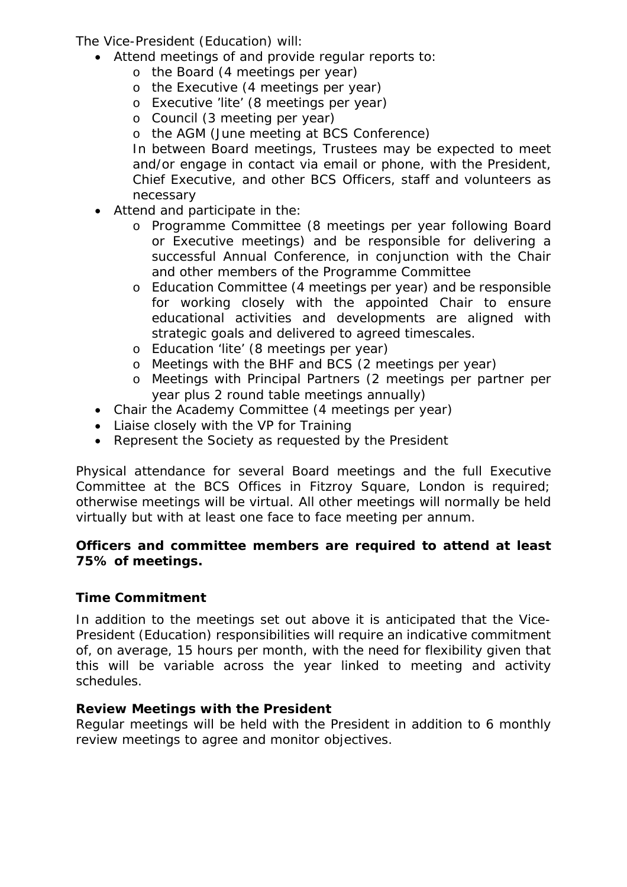The Vice-President (Education) will:

- Attend meetings of and provide regular reports to:
  - the Board (4 meetings per year)
  - the Executive (4 meetings per year)
  - Executive 'lite' (8 meetings per year)
  - Council (3 meeting per year)
  - the AGM (June meeting at BCS Conference)

  In between Board meetings, Trustees may be expected to meet and/or engage in contact via email or phone, with the President, Chief Executive, and other BCS Officers, staff and volunteers as necessary
- Attend and participate in the:
  - Programme Committee (8 meetings per year following Board or Executive meetings) and be responsible for delivering a successful Annual Conference, in conjunction with the Chair and other members of the Programme Committee
  - Education Committee (4 meetings per year) and be responsible for working closely with the appointed Chair to ensure educational activities and developments are aligned with strategic goals and delivered to agreed timescales.
  - Education 'lite' (8 meetings per year)
  - Meetings with the BHF and BCS (2 meetings per year)
  - Meetings with Principal Partners (2 meetings per partner per year plus 2 round table meetings annually)
- Chair the Academy Committee (4 meetings per year)
- Liaise closely with the VP for Training
- Represent the Society as requested by the President

Physical attendance for several Board meetings and the full Executive Committee at the BCS Offices in Fitzroy Square, London is required; otherwise meetings will be virtual. All other meetings will normally be held virtually but with at least one face to face meeting per annum.

**Officers and committee members are required to attend at least 75% of meetings.**

**Time Commitment**

In addition to the meetings set out above it is anticipated that the Vice-President (Education) responsibilities will require an indicative commitment of, on average, 15 hours per month, with the need for flexibility given that this will be variable across the year linked to meeting and activity schedules.

**Review Meetings with the President**

Regular meetings will be held with the President in addition to 6 monthly review meetings to agree and monitor objectives.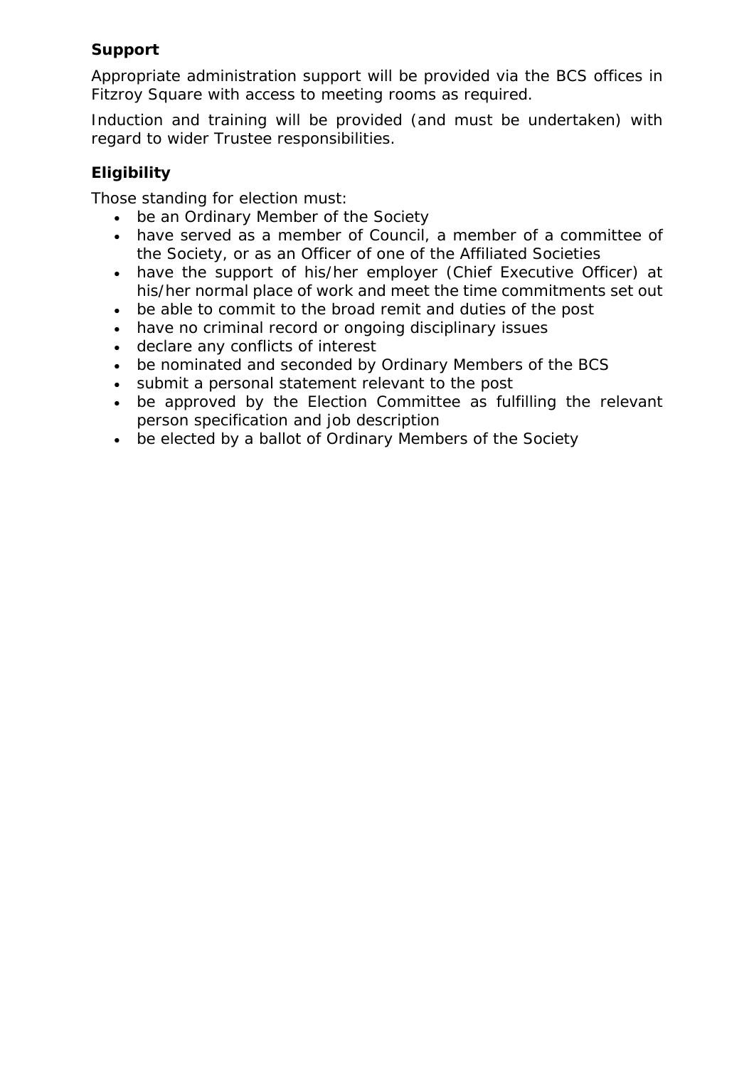**Support**

Appropriate administration support will be provided via the BCS offices in Fitzroy Square with access to meeting rooms as required.

Induction and training will be provided (and must be undertaken) with regard to wider Trustee responsibilities.

**Eligibility**

Those standing for election must:

- be an Ordinary Member of the Society
- have served as a member of Council, a member of a committee of the Society, or as an Officer of one of the Affiliated Societies
- have the support of his/her employer (Chief Executive Officer) at his/her normal place of work and meet the time commitments set out
- be able to commit to the broad remit and duties of the post
- have no criminal record or ongoing disciplinary issues
- declare any conflicts of interest
- be nominated and seconded by Ordinary Members of the BCS
- submit a personal statement relevant to the post
- be approved by the Election Committee as fulfilling the relevant person specification and job description
- be elected by a ballot of Ordinary Members of the Society